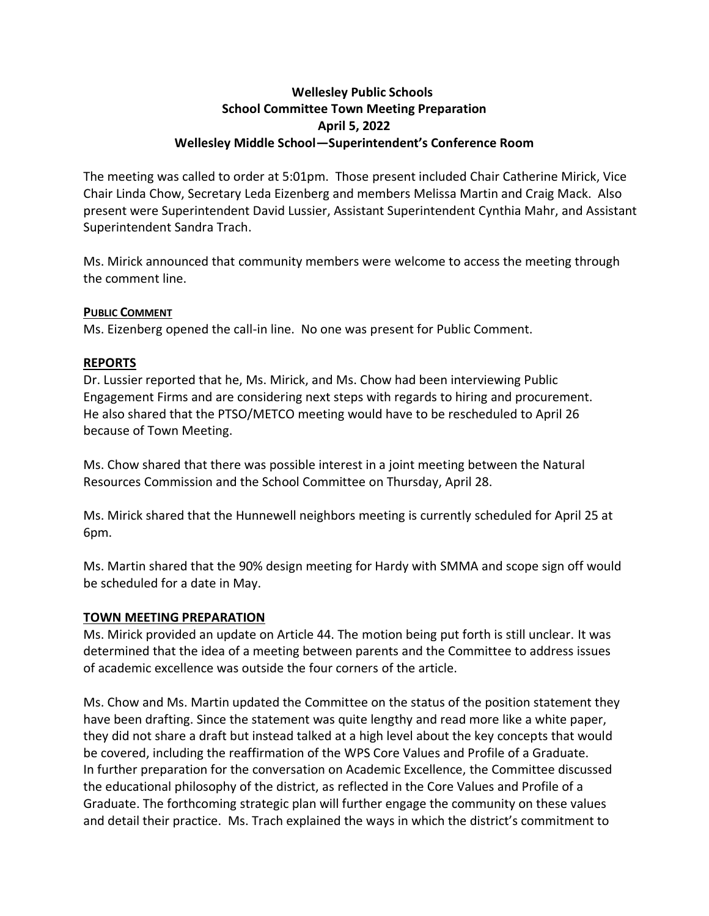**Wellesley Public Schools**
**School Committee Town Meeting Preparation**
**April 5, 2022**
**Wellesley Middle School—Superintendent's Conference Room**

The meeting was called to order at 5:01pm. Those present included Chair Catherine Mirick, Vice Chair Linda Chow, Secretary Leda Eizenberg and members Melissa Martin and Craig Mack. Also present were Superintendent David Lussier, Assistant Superintendent Cynthia Mahr, and Assistant Superintendent Sandra Trach.

Ms. Mirick announced that community members were welcome to access the meeting through the comment line.

**PUBLIC COMMENT**

Ms. Eizenberg opened the call-in line. No one was present for Public Comment.

**REPORTS**

Dr. Lussier reported that he, Ms. Mirick, and Ms. Chow had been interviewing Public Engagement Firms and are considering next steps with regards to hiring and procurement. He also shared that the PTSO/METCO meeting would have to be rescheduled to April 26 because of Town Meeting.

Ms. Chow shared that there was possible interest in a joint meeting between the Natural Resources Commission and the School Committee on Thursday, April 28.

Ms. Mirick shared that the Hunnewell neighbors meeting is currently scheduled for April 25 at 6pm.

Ms. Martin shared that the 90% design meeting for Hardy with SMMA and scope sign off would be scheduled for a date in May.

**TOWN MEETING PREPARATION**

Ms. Mirick provided an update on Article 44. The motion being put forth is still unclear. It was determined that the idea of a meeting between parents and the Committee to address issues of academic excellence was outside the four corners of the article.

Ms. Chow and Ms. Martin updated the Committee on the status of the position statement they have been drafting. Since the statement was quite lengthy and read more like a white paper, they did not share a draft but instead talked at a high level about the key concepts that would be covered, including the reaffirmation of the WPS Core Values and Profile of a Graduate. In further preparation for the conversation on Academic Excellence, the Committee discussed the educational philosophy of the district, as reflected in the Core Values and Profile of a Graduate. The forthcoming strategic plan will further engage the community on these values and detail their practice. Ms. Trach explained the ways in which the district's commitment to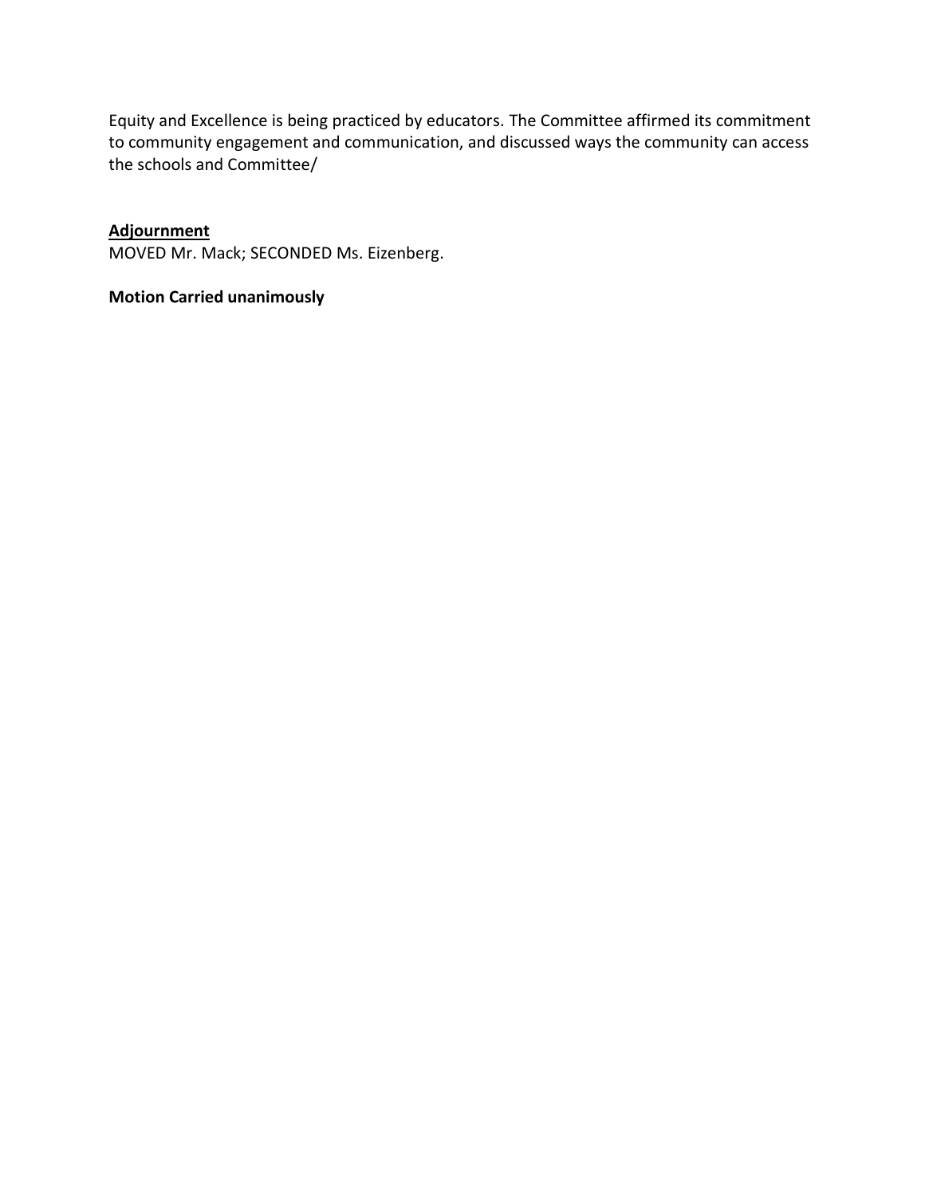Equity and Excellence is being practiced by educators. The Committee affirmed its commitment to community engagement and communication, and discussed ways the community can access the schools and Committee/

**Adjournment**

MOVED Mr. Mack; SECONDED Ms. Eizenberg.

**Motion Carried unanimously**